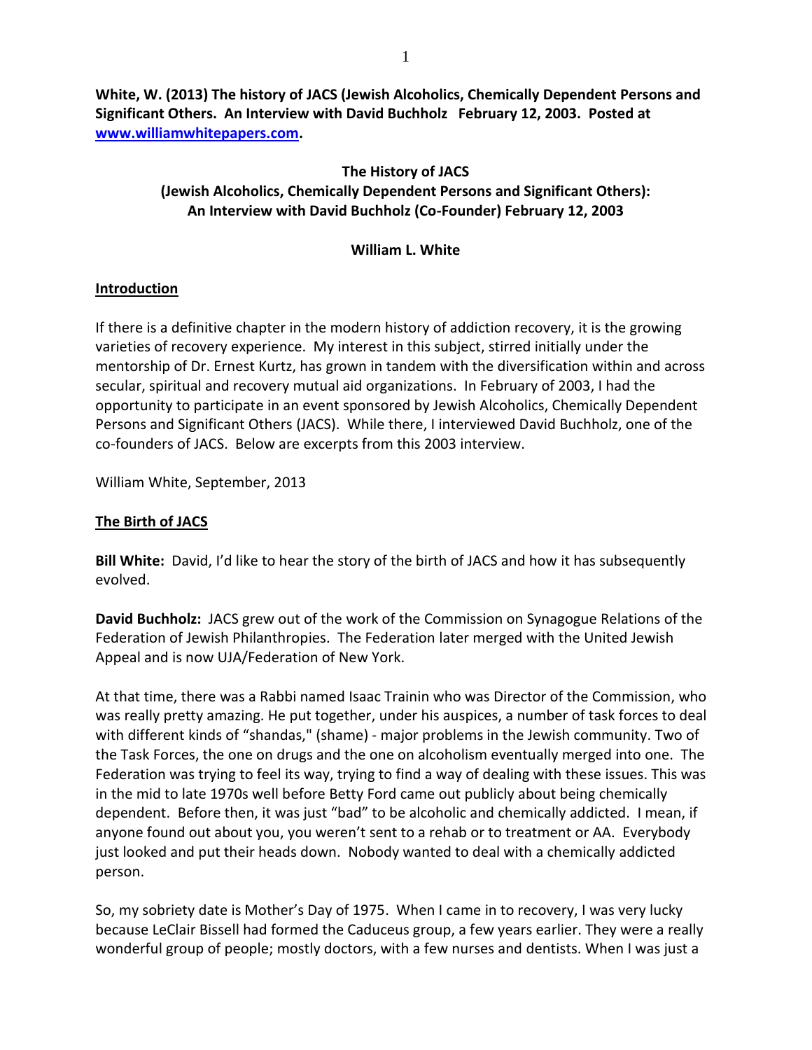**White, W. (2013) The history of JACS (Jewish Alcoholics, Chemically Dependent Persons and Significant Others. An Interview with David Buchholz February 12, 2003. Posted at [www.williamwhitepapers.com](http://www.williamwhitepapers.com).**

# The History of JACS (Jewish Alcoholics, Chemically Dependent Persons and Significant Others): An Interview with David Buchholz (Co-Founder) February 12, 2003

**William L. White**

## Introduction

If there is a definitive chapter in the modern history of addiction recovery, it is the growing varieties of recovery experience. My interest in this subject, stirred initially under the mentorship of Dr. Ernest Kurtz, has grown in tandem with the diversification within and across secular, spiritual and recovery mutual aid organizations. In February of 2003, I had the opportunity to participate in an event sponsored by Jewish Alcoholics, Chemically Dependent Persons and Significant Others (JACS). While there, I interviewed David Buchholz, one of the co-founders of JACS. Below are excerpts from this 2003 interview.

William White, September, 2013

## The Birth of JACS

**Bill White:** David, I'd like to hear the story of the birth of JACS and how it has subsequently evolved.

**David Buchholz:** JACS grew out of the work of the Commission on Synagogue Relations of the Federation of Jewish Philanthropies. The Federation later merged with the United Jewish Appeal and is now UJA/Federation of New York.

At that time, there was a Rabbi named Isaac Trainin who was Director of the Commission, who was really pretty amazing. He put together, under his auspices, a number of task forces to deal with different kinds of "shandas," (shame) - major problems in the Jewish community. Two of the Task Forces, the one on drugs and the one on alcoholism eventually merged into one. The Federation was trying to feel its way, trying to find a way of dealing with these issues. This was in the mid to late 1970s well before Betty Ford came out publicly about being chemically dependent. Before then, it was just "bad" to be alcoholic and chemically addicted. I mean, if anyone found out about you, you weren't sent to a rehab or to treatment or AA. Everybody just looked and put their heads down. Nobody wanted to deal with a chemically addicted person.

So, my sobriety date is Mother's Day of 1975. When I came in to recovery, I was very lucky because LeClair Bissell had formed the Caduceus group, a few years earlier. They were a really wonderful group of people; mostly doctors, with a few nurses and dentists. When I was just a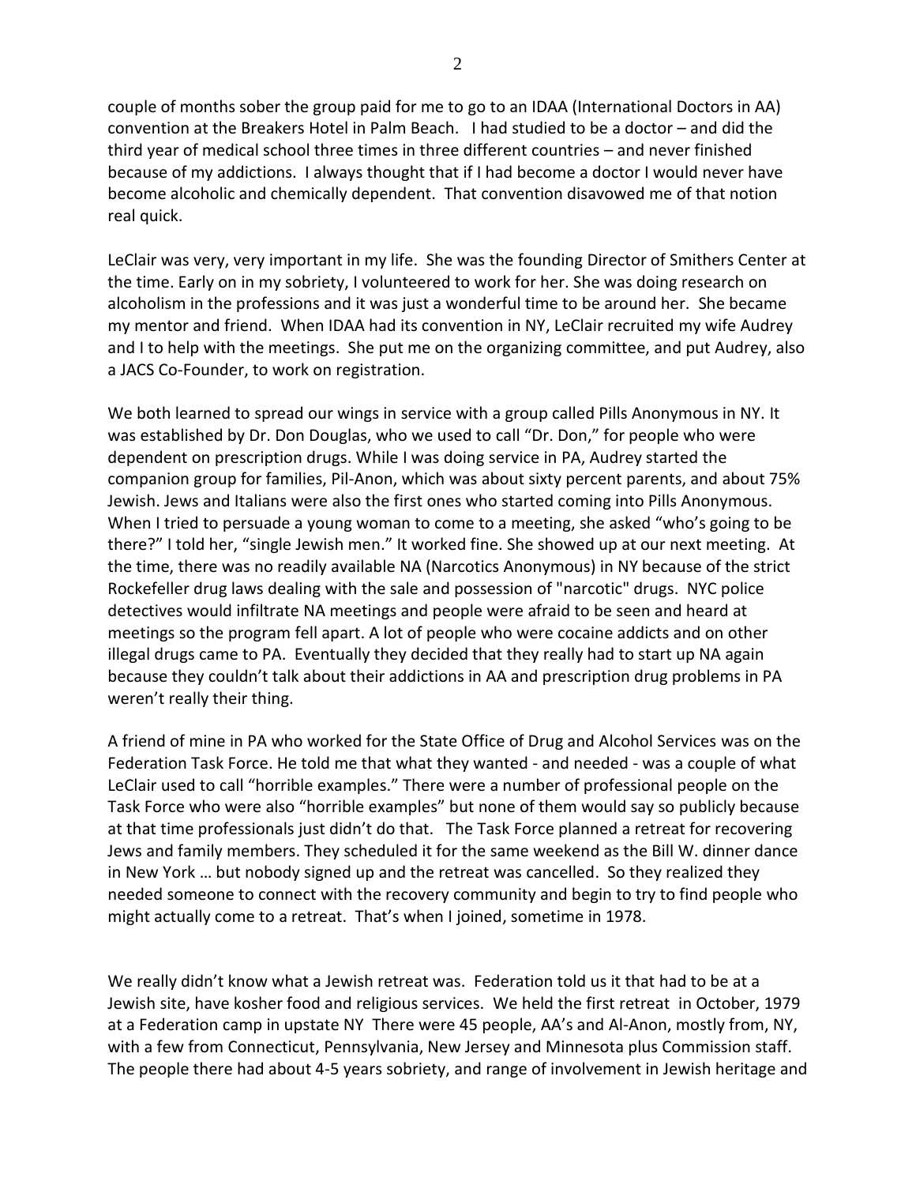couple of months sober the group paid for me to go to an IDAA (International Doctors in AA) convention at the Breakers Hotel in Palm Beach. I had studied to be a doctor – and did the third year of medical school three times in three different countries – and never finished because of my addictions. I always thought that if I had become a doctor I would never have become alcoholic and chemically dependent. That convention disavowed me of that notion real quick.

LeClair was very, very important in my life. She was the founding Director of Smithers Center at the time. Early on in my sobriety, I volunteered to work for her. She was doing research on alcoholism in the professions and it was just a wonderful time to be around her. She became my mentor and friend. When IDAA had its convention in NY, LeClair recruited my wife Audrey and I to help with the meetings. She put me on the organizing committee, and put Audrey, also a JACS Co-Founder, to work on registration.

We both learned to spread our wings in service with a group called Pills Anonymous in NY. It was established by Dr. Don Douglas, who we used to call "Dr. Don," for people who were dependent on prescription drugs. While I was doing service in PA, Audrey started the companion group for families, Pil-Anon, which was about sixty percent parents, and about 75% Jewish. Jews and Italians were also the first ones who started coming into Pills Anonymous. When I tried to persuade a young woman to come to a meeting, she asked "who's going to be there?" I told her, "single Jewish men." It worked fine. She showed up at our next meeting. At the time, there was no readily available NA (Narcotics Anonymous) in NY because of the strict Rockefeller drug laws dealing with the sale and possession of "narcotic" drugs. NYC police detectives would infiltrate NA meetings and people were afraid to be seen and heard at meetings so the program fell apart. A lot of people who were cocaine addicts and on other illegal drugs came to PA. Eventually they decided that they really had to start up NA again because they couldn't talk about their addictions in AA and prescription drug problems in PA weren't really their thing.

A friend of mine in PA who worked for the State Office of Drug and Alcohol Services was on the Federation Task Force. He told me that what they wanted - and needed - was a couple of what LeClair used to call "horrible examples." There were a number of professional people on the Task Force who were also "horrible examples" but none of them would say so publicly because at that time professionals just didn't do that. The Task Force planned a retreat for recovering Jews and family members. They scheduled it for the same weekend as the Bill W. dinner dance in New York … but nobody signed up and the retreat was cancelled. So they realized they needed someone to connect with the recovery community and begin to try to find people who might actually come to a retreat. That's when I joined, sometime in 1978.

We really didn't know what a Jewish retreat was. Federation told us it that had to be at a Jewish site, have kosher food and religious services. We held the first retreat in October, 1979 at a Federation camp in upstate NY There were 45 people, AA's and Al-Anon, mostly from, NY, with a few from Connecticut, Pennsylvania, New Jersey and Minnesota plus Commission staff. The people there had about 4-5 years sobriety, and range of involvement in Jewish heritage and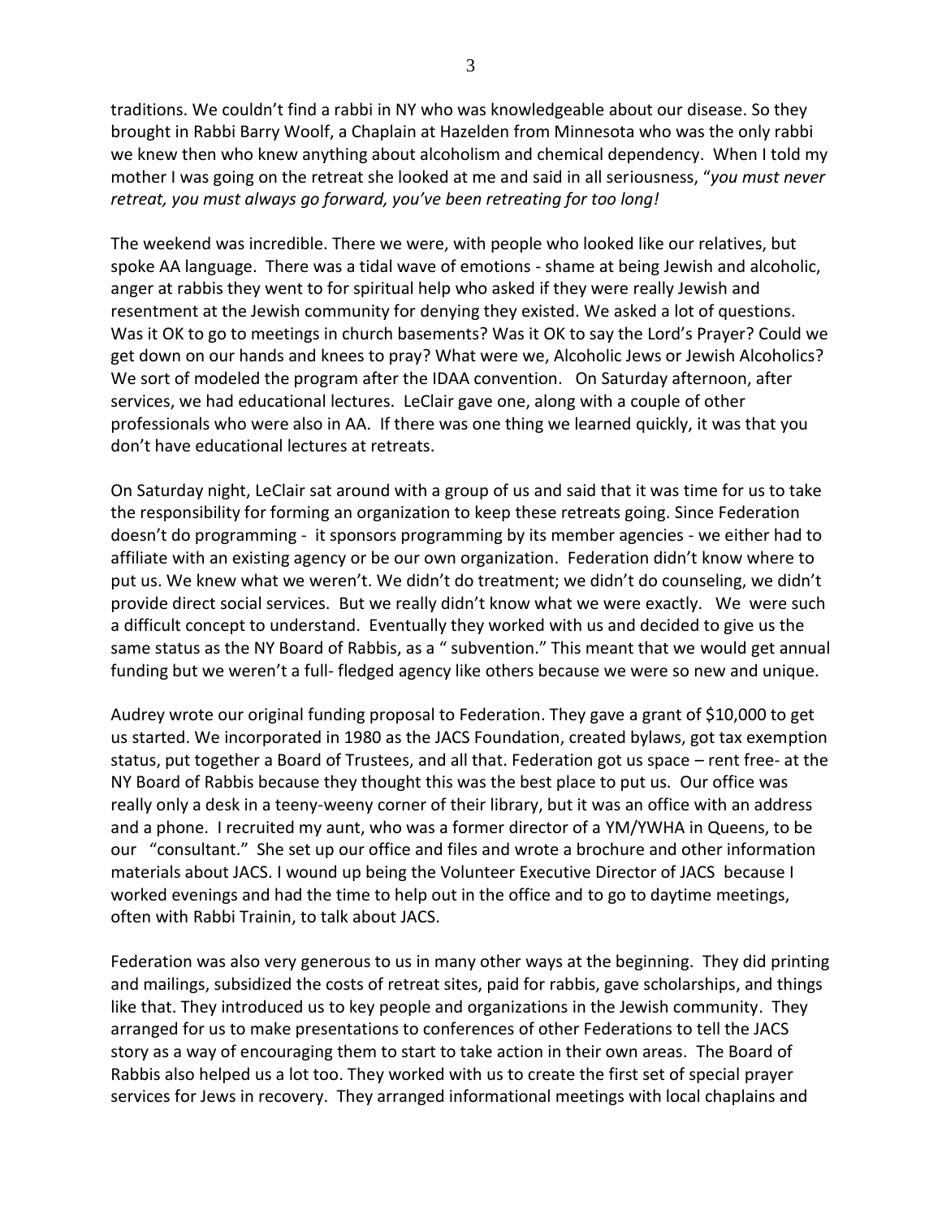traditions. We couldn't find a rabbi in NY who was knowledgeable about our disease. So they brought in Rabbi Barry Woolf, a Chaplain at Hazelden from Minnesota who was the only rabbi we knew then who knew anything about alcoholism and chemical dependency. When I told my mother I was going on the retreat she looked at me and said in all seriousness, "*you must never retreat, you must always go forward, you've been retreating for too long!*

The weekend was incredible. There we were, with people who looked like our relatives, but spoke AA language. There was a tidal wave of emotions - shame at being Jewish and alcoholic, anger at rabbis they went to for spiritual help who asked if they were really Jewish and resentment at the Jewish community for denying they existed. We asked a lot of questions. Was it OK to go to meetings in church basements? Was it OK to say the Lord's Prayer? Could we get down on our hands and knees to pray? What were we, Alcoholic Jews or Jewish Alcoholics? We sort of modeled the program after the IDAA convention. On Saturday afternoon, after services, we had educational lectures. LeClair gave one, along with a couple of other professionals who were also in AA. If there was one thing we learned quickly, it was that you don't have educational lectures at retreats.

On Saturday night, LeClair sat around with a group of us and said that it was time for us to take the responsibility for forming an organization to keep these retreats going. Since Federation doesn't do programming - it sponsors programming by its member agencies - we either had to affiliate with an existing agency or be our own organization. Federation didn't know where to put us. We knew what we weren't. We didn't do treatment; we didn't do counseling, we didn't provide direct social services. But we really didn't know what we were exactly. We were such a difficult concept to understand. Eventually they worked with us and decided to give us the same status as the NY Board of Rabbis, as a " subvention." This meant that we would get annual funding but we weren't a full- fledged agency like others because we were so new and unique.

Audrey wrote our original funding proposal to Federation. They gave a grant of $10,000 to get us started. We incorporated in 1980 as the JACS Foundation, created bylaws, got tax exemption status, put together a Board of Trustees, and all that. Federation got us space – rent free- at the NY Board of Rabbis because they thought this was the best place to put us. Our office was really only a desk in a teeny-weeny corner of their library, but it was an office with an address and a phone. I recruited my aunt, who was a former director of a YM/YWHA in Queens, to be our "consultant." She set up our office and files and wrote a brochure and other information materials about JACS. I wound up being the Volunteer Executive Director of JACS because I worked evenings and had the time to help out in the office and to go to daytime meetings, often with Rabbi Trainin, to talk about JACS.

Federation was also very generous to us in many other ways at the beginning. They did printing and mailings, subsidized the costs of retreat sites, paid for rabbis, gave scholarships, and things like that. They introduced us to key people and organizations in the Jewish community. They arranged for us to make presentations to conferences of other Federations to tell the JACS story as a way of encouraging them to start to take action in their own areas. The Board of Rabbis also helped us a lot too. They worked with us to create the first set of special prayer services for Jews in recovery. They arranged informational meetings with local chaplains and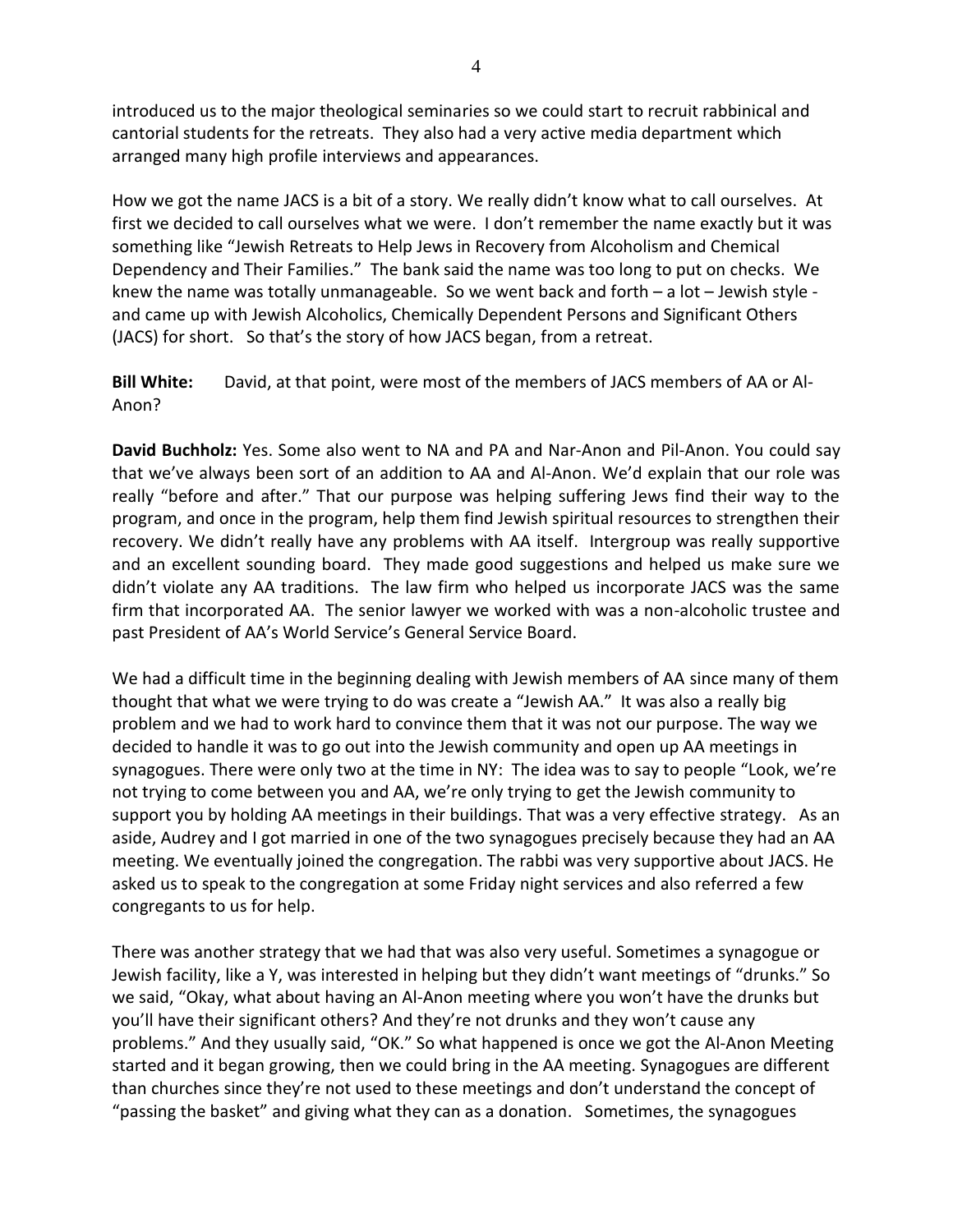introduced us to the major theological seminaries so we could start to recruit rabbinical and cantorial students for the retreats. They also had a very active media department which arranged many high profile interviews and appearances.

How we got the name JACS is a bit of a story. We really didn't know what to call ourselves. At first we decided to call ourselves what we were. I don't remember the name exactly but it was something like "Jewish Retreats to Help Jews in Recovery from Alcoholism and Chemical Dependency and Their Families." The bank said the name was too long to put on checks. We knew the name was totally unmanageable. So we went back and forth – a lot – Jewish style - and came up with Jewish Alcoholics, Chemically Dependent Persons and Significant Others (JACS) for short. So that's the story of how JACS began, from a retreat.

**Bill White:** David, at that point, were most of the members of JACS members of AA or Al-Anon?

**David Buchholz:** Yes. Some also went to NA and PA and Nar-Anon and Pil-Anon. You could say that we've always been sort of an addition to AA and Al-Anon. We'd explain that our role was really "before and after." That our purpose was helping suffering Jews find their way to the program, and once in the program, help them find Jewish spiritual resources to strengthen their recovery. We didn't really have any problems with AA itself. Intergroup was really supportive and an excellent sounding board. They made good suggestions and helped us make sure we didn't violate any AA traditions. The law firm who helped us incorporate JACS was the same firm that incorporated AA. The senior lawyer we worked with was a non-alcoholic trustee and past President of AA's World Service's General Service Board.

We had a difficult time in the beginning dealing with Jewish members of AA since many of them thought that what we were trying to do was create a "Jewish AA." It was also a really big problem and we had to work hard to convince them that it was not our purpose. The way we decided to handle it was to go out into the Jewish community and open up AA meetings in synagogues. There were only two at the time in NY: The idea was to say to people "Look, we're not trying to come between you and AA, we're only trying to get the Jewish community to support you by holding AA meetings in their buildings. That was a very effective strategy. As an aside, Audrey and I got married in one of the two synagogues precisely because they had an AA meeting. We eventually joined the congregation. The rabbi was very supportive about JACS. He asked us to speak to the congregation at some Friday night services and also referred a few congregants to us for help.

There was another strategy that we had that was also very useful. Sometimes a synagogue or Jewish facility, like a Y, was interested in helping but they didn't want meetings of "drunks." So we said, "Okay, what about having an Al-Anon meeting where you won't have the drunks but you'll have their significant others? And they're not drunks and they won't cause any problems." And they usually said, "OK." So what happened is once we got the Al-Anon Meeting started and it began growing, then we could bring in the AA meeting. Synagogues are different than churches since they're not used to these meetings and don't understand the concept of "passing the basket" and giving what they can as a donation. Sometimes, the synagogues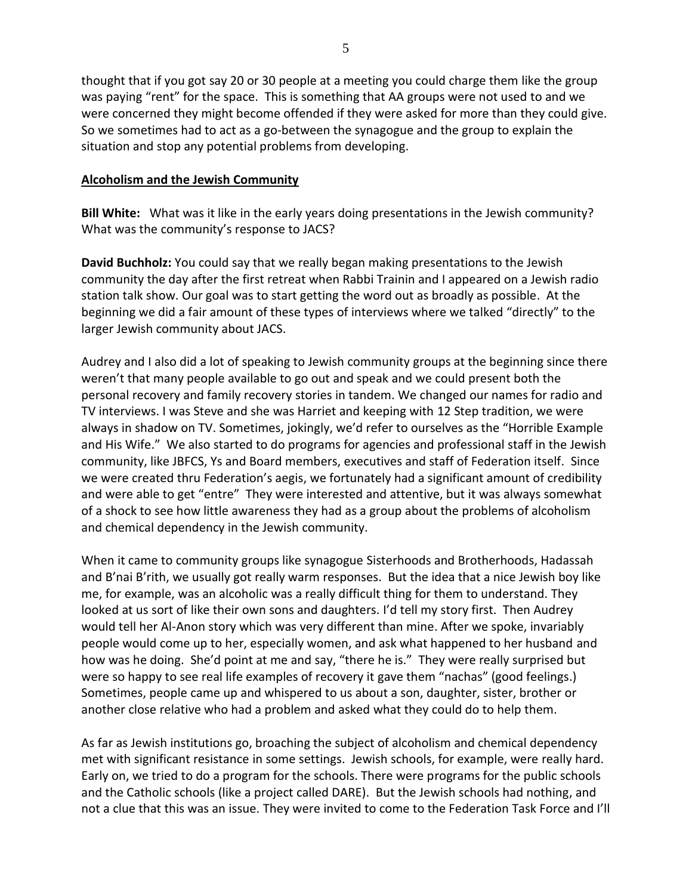thought that if you got say 20 or 30 people at a meeting you could charge them like the group was paying "rent" for the space. This is something that AA groups were not used to and we were concerned they might become offended if they were asked for more than they could give. So we sometimes had to act as a go-between the synagogue and the group to explain the situation and stop any potential problems from developing.

**Alcoholism and the Jewish Community**

**Bill White:** What was it like in the early years doing presentations in the Jewish community? What was the community's response to JACS?

**David Buchholz:** You could say that we really began making presentations to the Jewish community the day after the first retreat when Rabbi Trainin and I appeared on a Jewish radio station talk show. Our goal was to start getting the word out as broadly as possible. At the beginning we did a fair amount of these types of interviews where we talked "directly" to the larger Jewish community about JACS.

Audrey and I also did a lot of speaking to Jewish community groups at the beginning since there weren't that many people available to go out and speak and we could present both the personal recovery and family recovery stories in tandem. We changed our names for radio and TV interviews. I was Steve and she was Harriet and keeping with 12 Step tradition, we were always in shadow on TV. Sometimes, jokingly, we'd refer to ourselves as the "Horrible Example and His Wife." We also started to do programs for agencies and professional staff in the Jewish community, like JBFCS, Ys and Board members, executives and staff of Federation itself. Since we were created thru Federation's aegis, we fortunately had a significant amount of credibility and were able to get "entre" They were interested and attentive, but it was always somewhat of a shock to see how little awareness they had as a group about the problems of alcoholism and chemical dependency in the Jewish community.

When it came to community groups like synagogue Sisterhoods and Brotherhoods, Hadassah and B'nai B'rith, we usually got really warm responses. But the idea that a nice Jewish boy like me, for example, was an alcoholic was a really difficult thing for them to understand. They looked at us sort of like their own sons and daughters. I'd tell my story first. Then Audrey would tell her Al-Anon story which was very different than mine. After we spoke, invariably people would come up to her, especially women, and ask what happened to her husband and how was he doing. She'd point at me and say, "there he is." They were really surprised but were so happy to see real life examples of recovery it gave them "nachas" (good feelings.) Sometimes, people came up and whispered to us about a son, daughter, sister, brother or another close relative who had a problem and asked what they could do to help them.

As far as Jewish institutions go, broaching the subject of alcoholism and chemical dependency met with significant resistance in some settings. Jewish schools, for example, were really hard. Early on, we tried to do a program for the schools. There were programs for the public schools and the Catholic schools (like a project called DARE). But the Jewish schools had nothing, and not a clue that this was an issue. They were invited to come to the Federation Task Force and I'll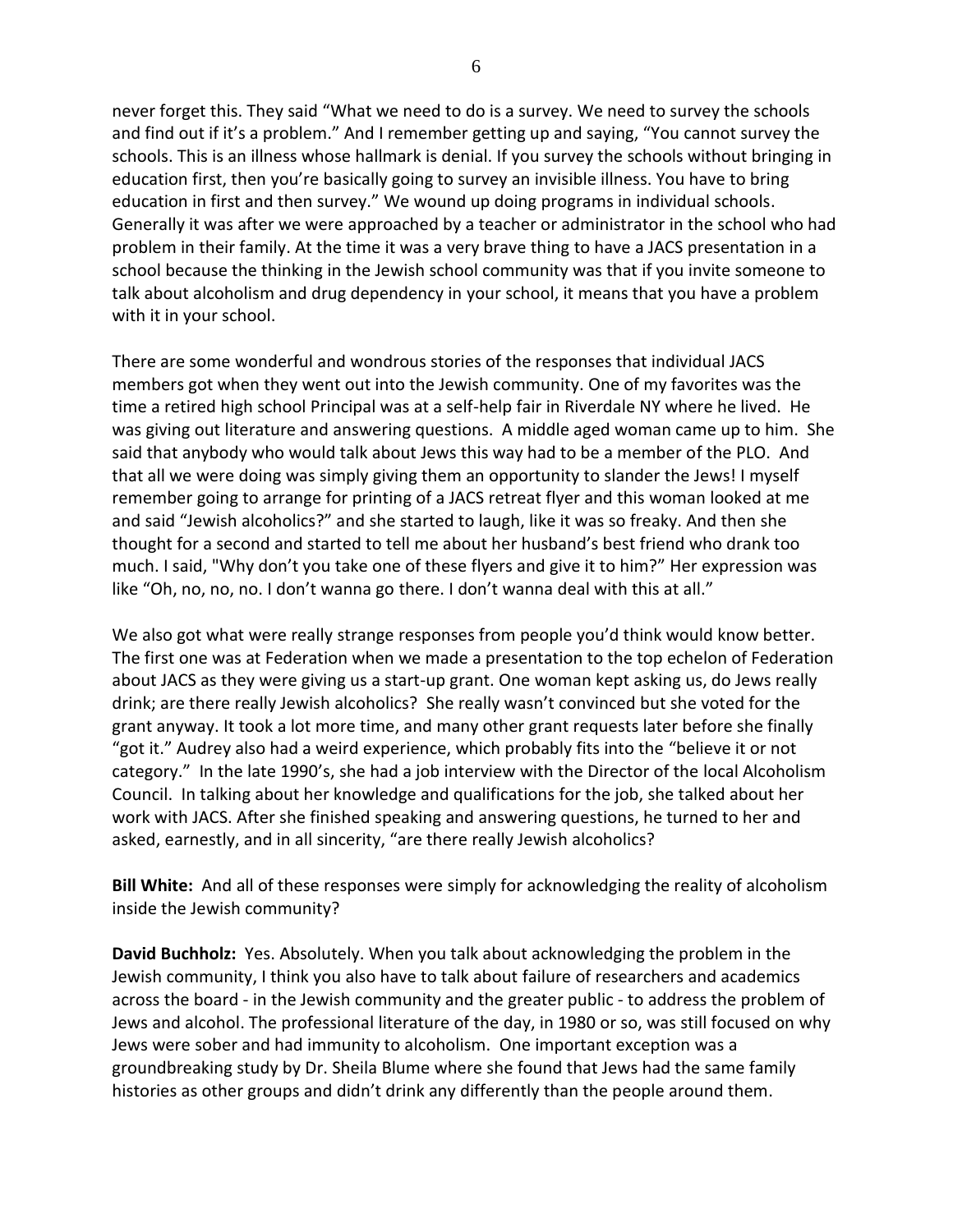never forget this. They said "What we need to do is a survey. We need to survey the schools and find out if it's a problem." And I remember getting up and saying, "You cannot survey the schools. This is an illness whose hallmark is denial. If you survey the schools without bringing in education first, then you're basically going to survey an invisible illness. You have to bring education in first and then survey." We wound up doing programs in individual schools. Generally it was after we were approached by a teacher or administrator in the school who had problem in their family. At the time it was a very brave thing to have a JACS presentation in a school because the thinking in the Jewish school community was that if you invite someone to talk about alcoholism and drug dependency in your school, it means that you have a problem with it in your school.

There are some wonderful and wondrous stories of the responses that individual JACS members got when they went out into the Jewish community. One of my favorites was the time a retired high school Principal was at a self-help fair in Riverdale NY where he lived. He was giving out literature and answering questions. A middle aged woman came up to him. She said that anybody who would talk about Jews this way had to be a member of the PLO. And that all we were doing was simply giving them an opportunity to slander the Jews! I myself remember going to arrange for printing of a JACS retreat flyer and this woman looked at me and said "Jewish alcoholics?" and she started to laugh, like it was so freaky. And then she thought for a second and started to tell me about her husband's best friend who drank too much. I said, "Why don't you take one of these flyers and give it to him?" Her expression was like "Oh, no, no, no. I don't wanna go there. I don't wanna deal with this at all."

We also got what were really strange responses from people you'd think would know better. The first one was at Federation when we made a presentation to the top echelon of Federation about JACS as they were giving us a start-up grant. One woman kept asking us, do Jews really drink; are there really Jewish alcoholics? She really wasn't convinced but she voted for the grant anyway. It took a lot more time, and many other grant requests later before she finally "got it." Audrey also had a weird experience, which probably fits into the "believe it or not category." In the late 1990's, she had a job interview with the Director of the local Alcoholism Council. In talking about her knowledge and qualifications for the job, she talked about her work with JACS. After she finished speaking and answering questions, he turned to her and asked, earnestly, and in all sincerity, "are there really Jewish alcoholics?

**Bill White:** And all of these responses were simply for acknowledging the reality of alcoholism inside the Jewish community?

**David Buchholz:** Yes. Absolutely. When you talk about acknowledging the problem in the Jewish community, I think you also have to talk about failure of researchers and academics across the board - in the Jewish community and the greater public - to address the problem of Jews and alcohol. The professional literature of the day, in 1980 or so, was still focused on why Jews were sober and had immunity to alcoholism. One important exception was a groundbreaking study by Dr. Sheila Blume where she found that Jews had the same family histories as other groups and didn't drink any differently than the people around them.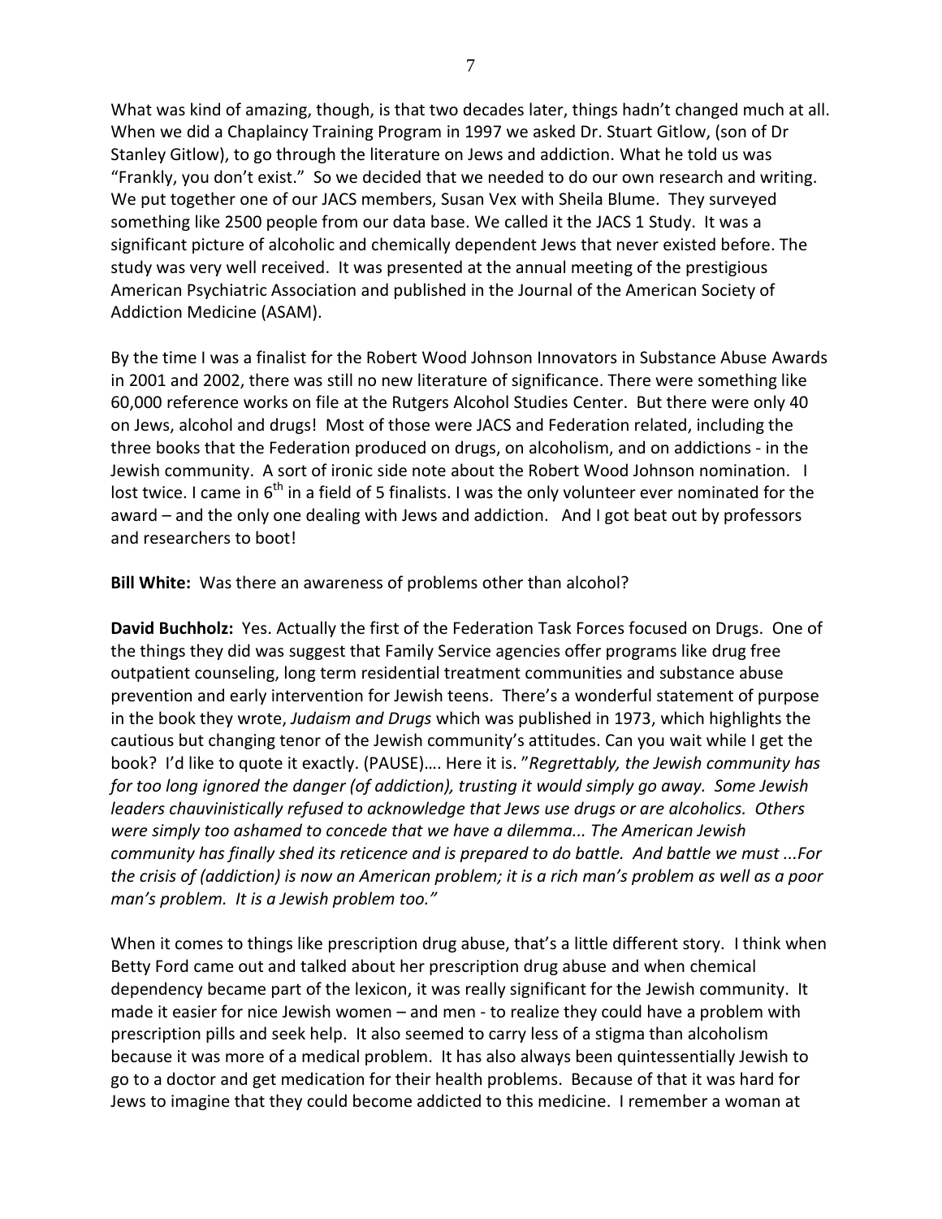What was kind of amazing, though, is that two decades later, things hadn't changed much at all. When we did a Chaplaincy Training Program in 1997 we asked Dr. Stuart Gitlow, (son of Dr Stanley Gitlow), to go through the literature on Jews and addiction. What he told us was "Frankly, you don't exist." So we decided that we needed to do our own research and writing. We put together one of our JACS members, Susan Vex with Sheila Blume. They surveyed something like 2500 people from our data base. We called it the JACS 1 Study. It was a significant picture of alcoholic and chemically dependent Jews that never existed before. The study was very well received. It was presented at the annual meeting of the prestigious American Psychiatric Association and published in the Journal of the American Society of Addiction Medicine (ASAM).

By the time I was a finalist for the Robert Wood Johnson Innovators in Substance Abuse Awards in 2001 and 2002, there was still no new literature of significance. There were something like 60,000 reference works on file at the Rutgers Alcohol Studies Center. But there were only 40 on Jews, alcohol and drugs! Most of those were JACS and Federation related, including the three books that the Federation produced on drugs, on alcoholism, and on addictions - in the Jewish community. A sort of ironic side note about the Robert Wood Johnson nomination. I lost twice. I came in 6th in a field of 5 finalists. I was the only volunteer ever nominated for the award – and the only one dealing with Jews and addiction. And I got beat out by professors and researchers to boot!

**Bill White:** Was there an awareness of problems other than alcohol?

**David Buchholz:** Yes. Actually the first of the Federation Task Forces focused on Drugs. One of the things they did was suggest that Family Service agencies offer programs like drug free outpatient counseling, long term residential treatment communities and substance abuse prevention and early intervention for Jewish teens. There's a wonderful statement of purpose in the book they wrote, *Judaism and Drugs* which was published in 1973, which highlights the cautious but changing tenor of the Jewish community's attitudes. Can you wait while I get the book? I'd like to quote it exactly. (PAUSE)…. Here it is. "*Regrettably, the Jewish community has for too long ignored the danger (of addiction), trusting it would simply go away. Some Jewish leaders chauvinistically refused to acknowledge that Jews use drugs or are alcoholics. Others were simply too ashamed to concede that we have a dilemma... The American Jewish community has finally shed its reticence and is prepared to do battle. And battle we must ...For the crisis of (addiction) is now an American problem; it is a rich man's problem as well as a poor man's problem. It is a Jewish problem too."*

When it comes to things like prescription drug abuse, that's a little different story. I think when Betty Ford came out and talked about her prescription drug abuse and when chemical dependency became part of the lexicon, it was really significant for the Jewish community. It made it easier for nice Jewish women – and men - to realize they could have a problem with prescription pills and seek help. It also seemed to carry less of a stigma than alcoholism because it was more of a medical problem. It has also always been quintessentially Jewish to go to a doctor and get medication for their health problems. Because of that it was hard for Jews to imagine that they could become addicted to this medicine. I remember a woman at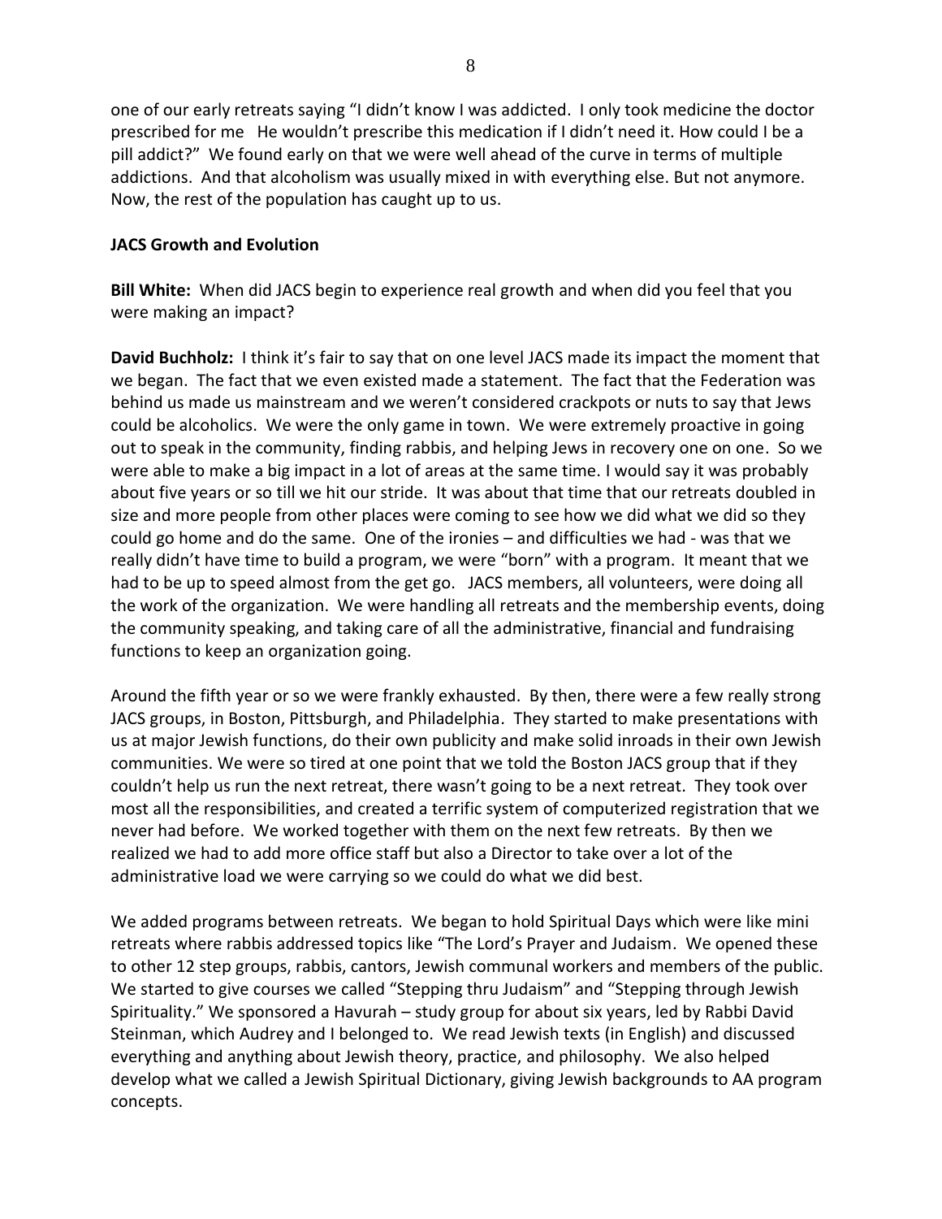one of our early retreats saying "I didn't know I was addicted. I only took medicine the doctor prescribed for me He wouldn't prescribe this medication if I didn't need it. How could I be a pill addict?" We found early on that we were well ahead of the curve in terms of multiple addictions. And that alcoholism was usually mixed in with everything else. But not anymore. Now, the rest of the population has caught up to us.

**JACS Growth and Evolution**

**Bill White:** When did JACS begin to experience real growth and when did you feel that you were making an impact?

**David Buchholz:** I think it's fair to say that on one level JACS made its impact the moment that we began. The fact that we even existed made a statement. The fact that the Federation was behind us made us mainstream and we weren't considered crackpots or nuts to say that Jews could be alcoholics. We were the only game in town. We were extremely proactive in going out to speak in the community, finding rabbis, and helping Jews in recovery one on one. So we were able to make a big impact in a lot of areas at the same time. I would say it was probably about five years or so till we hit our stride. It was about that time that our retreats doubled in size and more people from other places were coming to see how we did what we did so they could go home and do the same. One of the ironies – and difficulties we had - was that we really didn't have time to build a program, we were "born" with a program. It meant that we had to be up to speed almost from the get go. JACS members, all volunteers, were doing all the work of the organization. We were handling all retreats and the membership events, doing the community speaking, and taking care of all the administrative, financial and fundraising functions to keep an organization going.

Around the fifth year or so we were frankly exhausted. By then, there were a few really strong JACS groups, in Boston, Pittsburgh, and Philadelphia. They started to make presentations with us at major Jewish functions, do their own publicity and make solid inroads in their own Jewish communities. We were so tired at one point that we told the Boston JACS group that if they couldn't help us run the next retreat, there wasn't going to be a next retreat. They took over most all the responsibilities, and created a terrific system of computerized registration that we never had before. We worked together with them on the next few retreats. By then we realized we had to add more office staff but also a Director to take over a lot of the administrative load we were carrying so we could do what we did best.

We added programs between retreats. We began to hold Spiritual Days which were like mini retreats where rabbis addressed topics like "The Lord's Prayer and Judaism. We opened these to other 12 step groups, rabbis, cantors, Jewish communal workers and members of the public. We started to give courses we called "Stepping thru Judaism" and "Stepping through Jewish Spirituality." We sponsored a Havurah – study group for about six years, led by Rabbi David Steinman, which Audrey and I belonged to. We read Jewish texts (in English) and discussed everything and anything about Jewish theory, practice, and philosophy. We also helped develop what we called a Jewish Spiritual Dictionary, giving Jewish backgrounds to AA program concepts.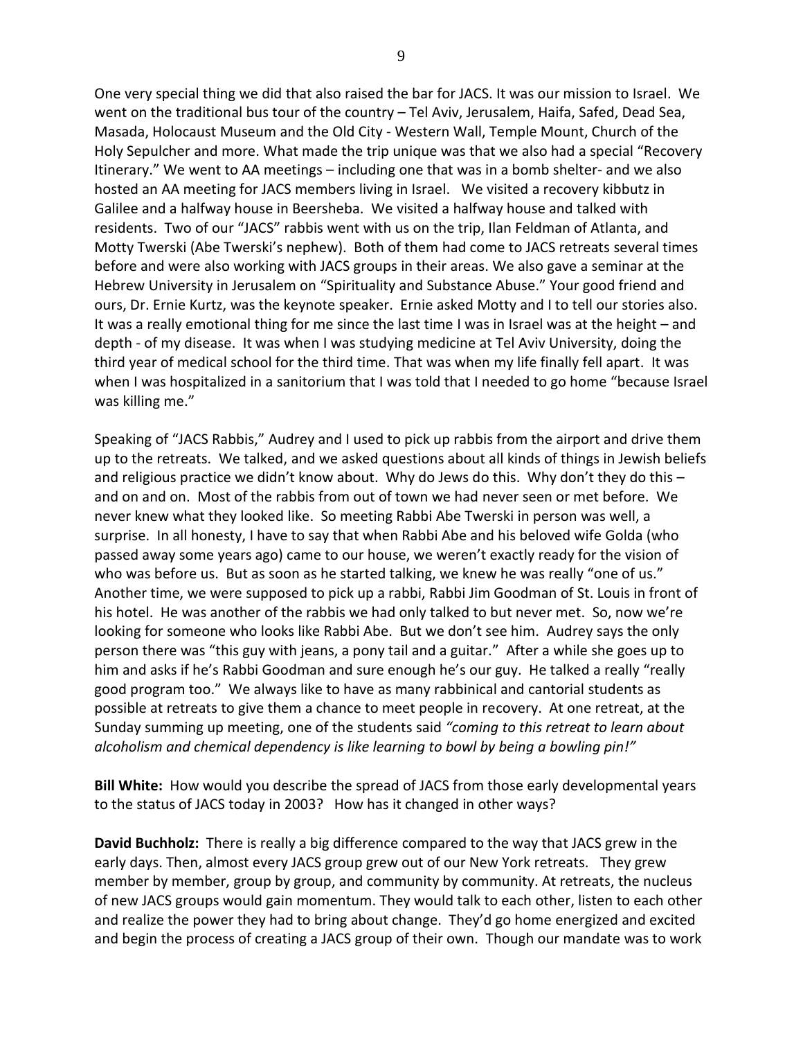One very special thing we did that also raised the bar for JACS. It was our mission to Israel. We went on the traditional bus tour of the country – Tel Aviv, Jerusalem, Haifa, Safed, Dead Sea, Masada, Holocaust Museum and the Old City - Western Wall, Temple Mount, Church of the Holy Sepulcher and more. What made the trip unique was that we also had a special "Recovery Itinerary." We went to AA meetings – including one that was in a bomb shelter- and we also hosted an AA meeting for JACS members living in Israel. We visited a recovery kibbutz in Galilee and a halfway house in Beersheba. We visited a halfway house and talked with residents. Two of our "JACS" rabbis went with us on the trip, Ilan Feldman of Atlanta, and Motty Twerski (Abe Twerski's nephew). Both of them had come to JACS retreats several times before and were also working with JACS groups in their areas. We also gave a seminar at the Hebrew University in Jerusalem on "Spirituality and Substance Abuse." Your good friend and ours, Dr. Ernie Kurtz, was the keynote speaker. Ernie asked Motty and I to tell our stories also. It was a really emotional thing for me since the last time I was in Israel was at the height – and depth - of my disease. It was when I was studying medicine at Tel Aviv University, doing the third year of medical school for the third time. That was when my life finally fell apart. It was when I was hospitalized in a sanitorium that I was told that I needed to go home "because Israel was killing me."

Speaking of "JACS Rabbis," Audrey and I used to pick up rabbis from the airport and drive them up to the retreats. We talked, and we asked questions about all kinds of things in Jewish beliefs and religious practice we didn't know about. Why do Jews do this. Why don't they do this – and on and on. Most of the rabbis from out of town we had never seen or met before. We never knew what they looked like. So meeting Rabbi Abe Twerski in person was well, a surprise. In all honesty, I have to say that when Rabbi Abe and his beloved wife Golda (who passed away some years ago) came to our house, we weren't exactly ready for the vision of who was before us. But as soon as he started talking, we knew he was really "one of us." Another time, we were supposed to pick up a rabbi, Rabbi Jim Goodman of St. Louis in front of his hotel. He was another of the rabbis we had only talked to but never met. So, now we're looking for someone who looks like Rabbi Abe. But we don't see him. Audrey says the only person there was "this guy with jeans, a pony tail and a guitar." After a while she goes up to him and asks if he's Rabbi Goodman and sure enough he's our guy. He talked a really "really good program too." We always like to have as many rabbinical and cantorial students as possible at retreats to give them a chance to meet people in recovery. At one retreat, at the Sunday summing up meeting, one of the students said *"coming to this retreat to learn about alcoholism and chemical dependency is like learning to bowl by being a bowling pin!"*

**Bill White:** How would you describe the spread of JACS from those early developmental years to the status of JACS today in 2003? How has it changed in other ways?

**David Buchholz:** There is really a big difference compared to the way that JACS grew in the early days. Then, almost every JACS group grew out of our New York retreats. They grew member by member, group by group, and community by community. At retreats, the nucleus of new JACS groups would gain momentum. They would talk to each other, listen to each other and realize the power they had to bring about change. They'd go home energized and excited and begin the process of creating a JACS group of their own. Though our mandate was to work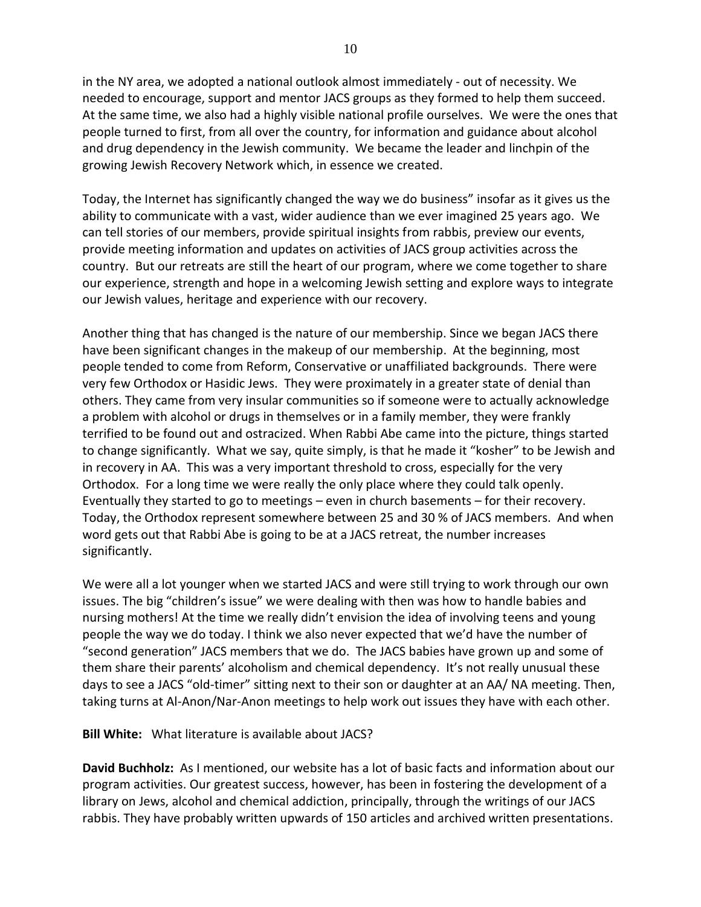in the NY area, we adopted a national outlook almost immediately - out of necessity. We needed to encourage, support and mentor JACS groups as they formed to help them succeed. At the same time, we also had a highly visible national profile ourselves. We were the ones that people turned to first, from all over the country, for information and guidance about alcohol and drug dependency in the Jewish community. We became the leader and linchpin of the growing Jewish Recovery Network which, in essence we created.

Today, the Internet has significantly changed the way we do business" insofar as it gives us the ability to communicate with a vast, wider audience than we ever imagined 25 years ago. We can tell stories of our members, provide spiritual insights from rabbis, preview our events, provide meeting information and updates on activities of JACS group activities across the country. But our retreats are still the heart of our program, where we come together to share our experience, strength and hope in a welcoming Jewish setting and explore ways to integrate our Jewish values, heritage and experience with our recovery.

Another thing that has changed is the nature of our membership. Since we began JACS there have been significant changes in the makeup of our membership. At the beginning, most people tended to come from Reform, Conservative or unaffiliated backgrounds. There were very few Orthodox or Hasidic Jews. They were proximately in a greater state of denial than others. They came from very insular communities so if someone were to actually acknowledge a problem with alcohol or drugs in themselves or in a family member, they were frankly terrified to be found out and ostracized. When Rabbi Abe came into the picture, things started to change significantly. What we say, quite simply, is that he made it "kosher" to be Jewish and in recovery in AA. This was a very important threshold to cross, especially for the very Orthodox. For a long time we were really the only place where they could talk openly. Eventually they started to go to meetings – even in church basements – for their recovery. Today, the Orthodox represent somewhere between 25 and 30 % of JACS members. And when word gets out that Rabbi Abe is going to be at a JACS retreat, the number increases significantly.

We were all a lot younger when we started JACS and were still trying to work through our own issues. The big "children's issue" we were dealing with then was how to handle babies and nursing mothers! At the time we really didn't envision the idea of involving teens and young people the way we do today. I think we also never expected that we'd have the number of "second generation" JACS members that we do. The JACS babies have grown up and some of them share their parents' alcoholism and chemical dependency. It's not really unusual these days to see a JACS "old-timer" sitting next to their son or daughter at an AA/ NA meeting. Then, taking turns at Al-Anon/Nar-Anon meetings to help work out issues they have with each other.

**Bill White:** What literature is available about JACS?

**David Buchholz:** As I mentioned, our website has a lot of basic facts and information about our program activities. Our greatest success, however, has been in fostering the development of a library on Jews, alcohol and chemical addiction, principally, through the writings of our JACS rabbis. They have probably written upwards of 150 articles and archived written presentations.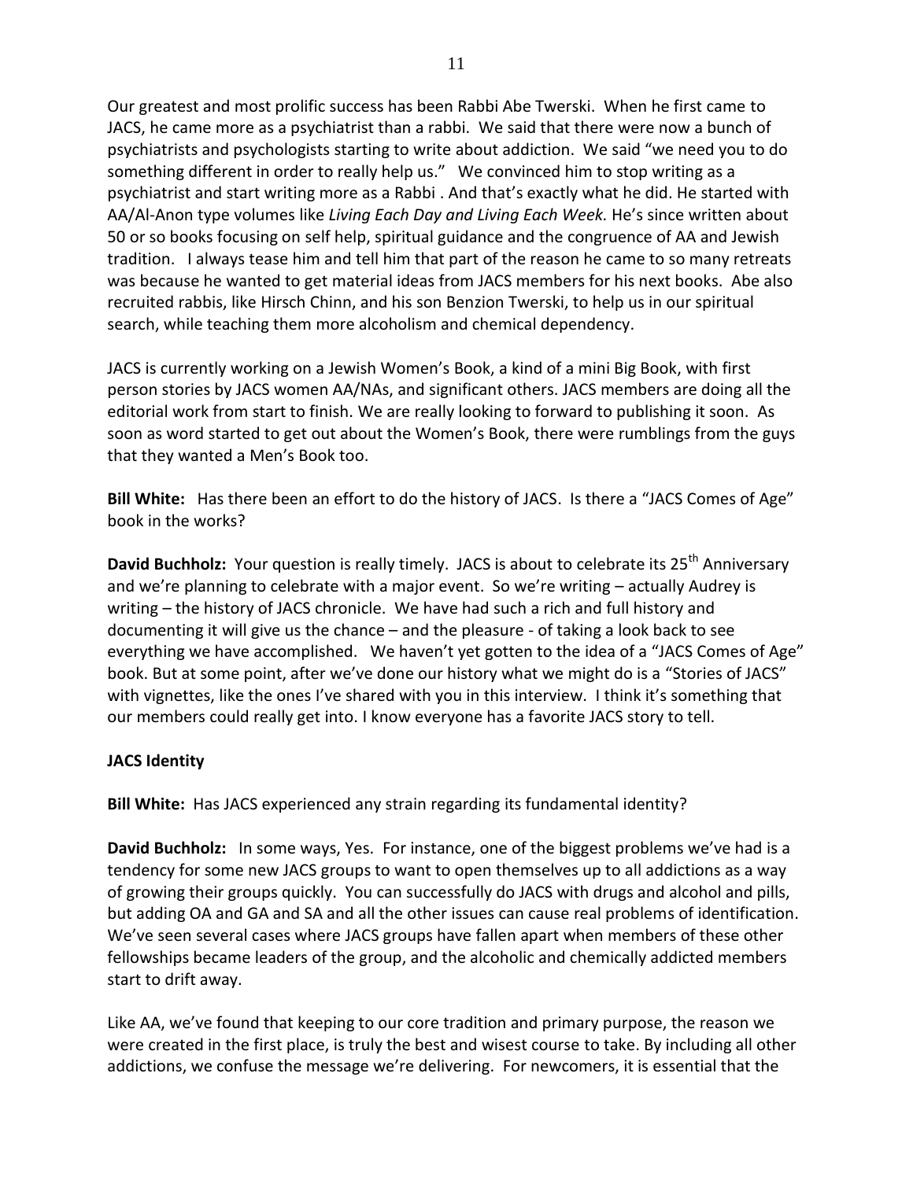Our greatest and most prolific success has been Rabbi Abe Twerski. When he first came to JACS, he came more as a psychiatrist than a rabbi. We said that there were now a bunch of psychiatrists and psychologists starting to write about addiction. We said "we need you to do something different in order to really help us." We convinced him to stop writing as a psychiatrist and start writing more as a Rabbi . And that's exactly what he did. He started with AA/Al-Anon type volumes like *Living Each Day and Living Each Week.* He's since written about 50 or so books focusing on self help, spiritual guidance and the congruence of AA and Jewish tradition. I always tease him and tell him that part of the reason he came to so many retreats was because he wanted to get material ideas from JACS members for his next books. Abe also recruited rabbis, like Hirsch Chinn, and his son Benzion Twerski, to help us in our spiritual search, while teaching them more alcoholism and chemical dependency.

JACS is currently working on a Jewish Women's Book, a kind of a mini Big Book, with first person stories by JACS women AA/NAs, and significant others. JACS members are doing all the editorial work from start to finish. We are really looking to forward to publishing it soon. As soon as word started to get out about the Women's Book, there were rumblings from the guys that they wanted a Men's Book too.

**Bill White:** Has there been an effort to do the history of JACS. Is there a "JACS Comes of Age" book in the works?

**David Buchholz:** Your question is really timely. JACS is about to celebrate its 25th Anniversary and we're planning to celebrate with a major event. So we're writing – actually Audrey is writing – the history of JACS chronicle. We have had such a rich and full history and documenting it will give us the chance – and the pleasure - of taking a look back to see everything we have accomplished. We haven't yet gotten to the idea of a "JACS Comes of Age" book. But at some point, after we've done our history what we might do is a "Stories of JACS" with vignettes, like the ones I've shared with you in this interview. I think it's something that our members could really get into. I know everyone has a favorite JACS story to tell.

**JACS Identity**

**Bill White:** Has JACS experienced any strain regarding its fundamental identity?

**David Buchholz:** In some ways, Yes. For instance, one of the biggest problems we've had is a tendency for some new JACS groups to want to open themselves up to all addictions as a way of growing their groups quickly. You can successfully do JACS with drugs and alcohol and pills, but adding OA and GA and SA and all the other issues can cause real problems of identification. We've seen several cases where JACS groups have fallen apart when members of these other fellowships became leaders of the group, and the alcoholic and chemically addicted members start to drift away.

Like AA, we've found that keeping to our core tradition and primary purpose, the reason we were created in the first place, is truly the best and wisest course to take. By including all other addictions, we confuse the message we're delivering. For newcomers, it is essential that the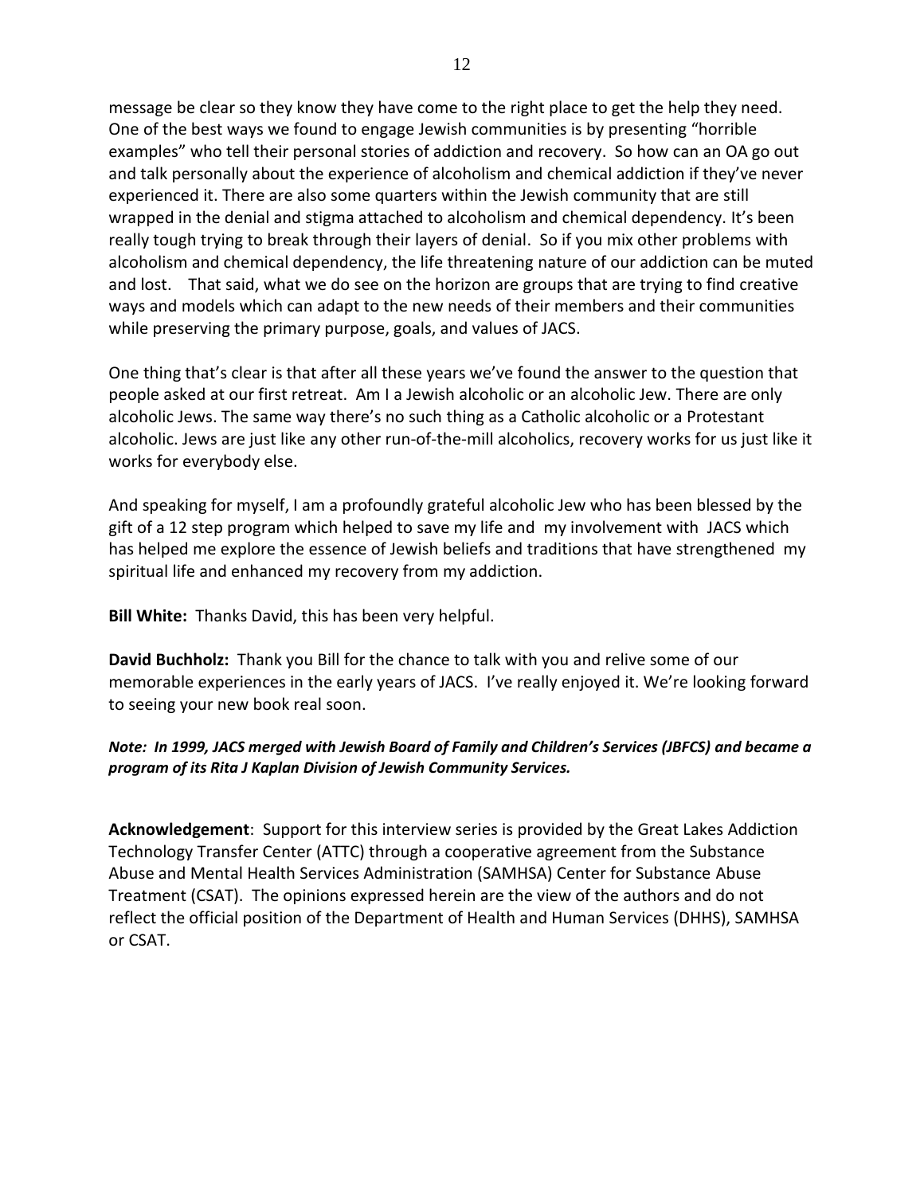message be clear so they know they have come to the right place to get the help they need. One of the best ways we found to engage Jewish communities is by presenting "horrible examples" who tell their personal stories of addiction and recovery. So how can an OA go out and talk personally about the experience of alcoholism and chemical addiction if they've never experienced it. There are also some quarters within the Jewish community that are still wrapped in the denial and stigma attached to alcoholism and chemical dependency. It's been really tough trying to break through their layers of denial. So if you mix other problems with alcoholism and chemical dependency, the life threatening nature of our addiction can be muted and lost. That said, what we do see on the horizon are groups that are trying to find creative ways and models which can adapt to the new needs of their members and their communities while preserving the primary purpose, goals, and values of JACS.

One thing that's clear is that after all these years we've found the answer to the question that people asked at our first retreat. Am I a Jewish alcoholic or an alcoholic Jew. There are only alcoholic Jews. The same way there's no such thing as a Catholic alcoholic or a Protestant alcoholic. Jews are just like any other run-of-the-mill alcoholics, recovery works for us just like it works for everybody else.

And speaking for myself, I am a profoundly grateful alcoholic Jew who has been blessed by the gift of a 12 step program which helped to save my life and my involvement with JACS which has helped me explore the essence of Jewish beliefs and traditions that have strengthened my spiritual life and enhanced my recovery from my addiction.

**Bill White:** Thanks David, this has been very helpful.

**David Buchholz:** Thank you Bill for the chance to talk with you and relive some of our memorable experiences in the early years of JACS. I've really enjoyed it. We're looking forward to seeing your new book real soon.

***Note: In 1999, JACS merged with Jewish Board of Family and Children's Services (JBFCS) and became a program of its Rita J Kaplan Division of Jewish Community Services.***

**Acknowledgement**: Support for this interview series is provided by the Great Lakes Addiction Technology Transfer Center (ATTC) through a cooperative agreement from the Substance Abuse and Mental Health Services Administration (SAMHSA) Center for Substance Abuse Treatment (CSAT). The opinions expressed herein are the view of the authors and do not reflect the official position of the Department of Health and Human Services (DHHS), SAMHSA or CSAT.